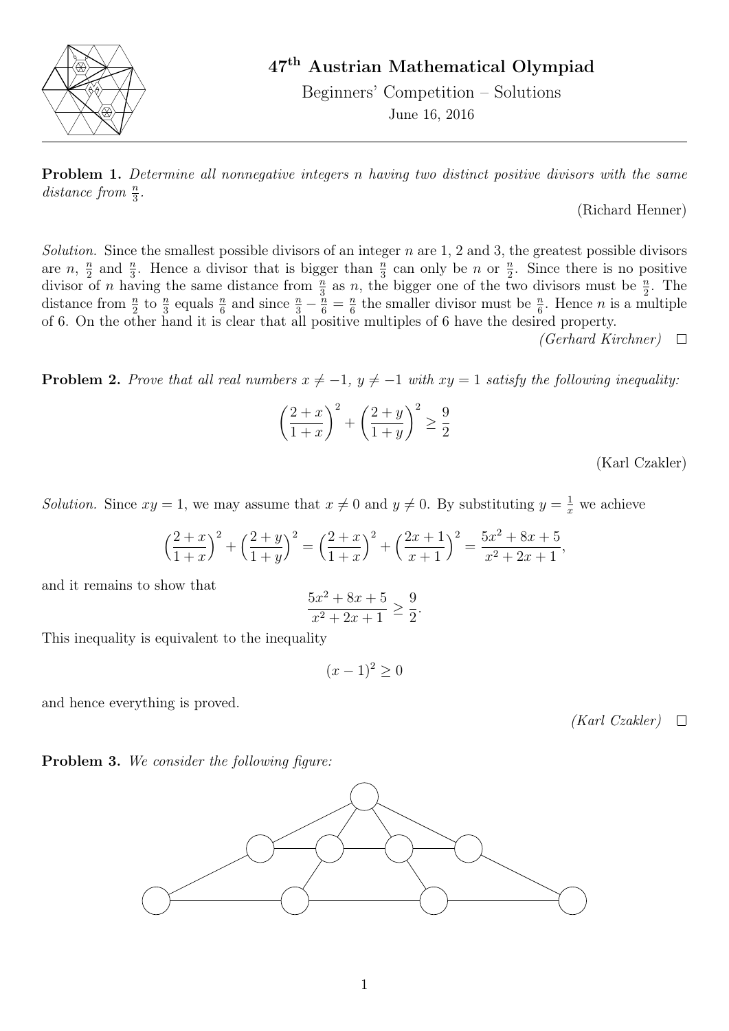# 47th Austrian Mathematical Olympiad

Beginners' Competition – Solutions

June 16, 2016

---

**Problem 1.** *Determine all nonnegative integers $n$ having two distinct positive divisors with the same distance from $\frac{n}{3}$.*

(Richard Henner)

*Solution.* Since the smallest possible divisors of an integer $n$ are 1, 2 and 3, the greatest possible divisors are $n$, $\frac{n}{2}$ and $\frac{n}{3}$. Hence a divisor that is bigger than $\frac{n}{3}$ can only be $n$ or $\frac{n}{2}$. Since there is no positive divisor of $n$ having the same distance from $\frac{n}{3}$ as $n$, the bigger one of the two divisors must be $\frac{n}{2}$. The distance from $\frac{n}{2}$ to $\frac{n}{3}$ equals $\frac{n}{6}$ and since $\frac{n}{3} - \frac{n}{6} = \frac{n}{6}$ the smaller divisor must be $\frac{n}{6}$. Hence $n$ is a multiple of 6. On the other hand it is clear that all positive multiples of 6 have the desired property.

*(Gerhard Kirchner)* □

**Problem 2.** *Prove that all real numbers $x \neq -1$, $y \neq -1$ with $xy = 1$ satisfy the following inequality:*

$$\left(\frac{2+x}{1+x}\right)^2 + \left(\frac{2+y}{1+y}\right)^2 \geq \frac{9}{2}$$

(Karl Czakler)

*Solution.* Since $xy = 1$, we may assume that $x \neq 0$ and $y \neq 0$. By substituting $y = \frac{1}{x}$ we achieve

$$\left(\frac{2+x}{1+x}\right)^2 + \left(\frac{2+y}{1+y}\right)^2 = \left(\frac{2+x}{1+x}\right)^2 + \left(\frac{2x+1}{x+1}\right)^2 = \frac{5x^2+8x+5}{x^2+2x+1},$$

and it remains to show that

$$\frac{5x^2+8x+5}{x^2+2x+1} \geq \frac{9}{2}.$$

This inequality is equivalent to the inequality

$$(x-1)^2 \geq 0$$

and hence everything is proved.

*(Karl Czakler)* □

**Problem 3.** *We consider the following figure:*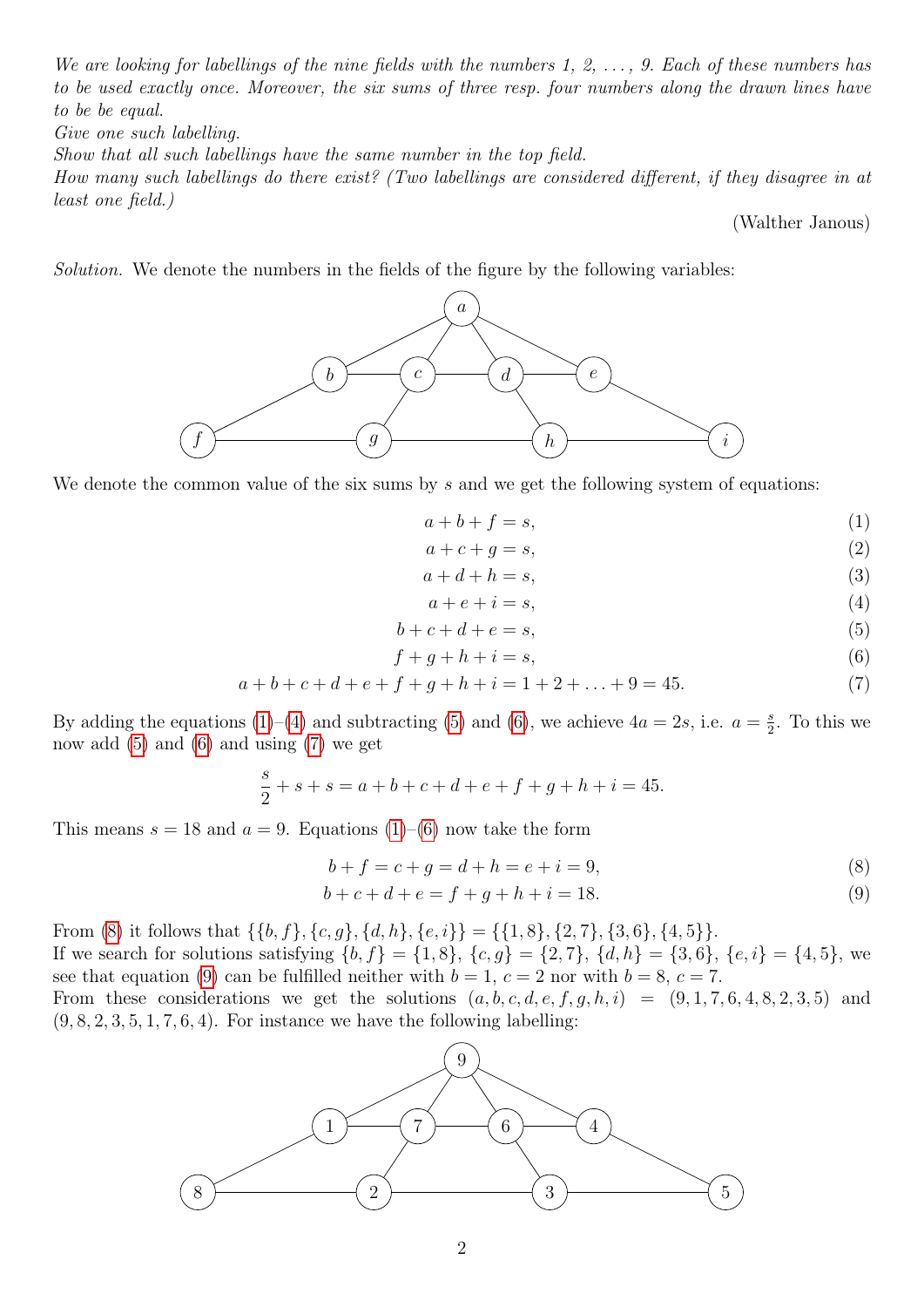*We are looking for labellings of the nine fields with the numbers 1, 2, ..., 9. Each of these numbers has to be used exactly once. Moreover, the six sums of three resp. four numbers along the drawn lines have to be be equal.*
*Give one such labelling.*
*Show that all such labellings have the same number in the top field.*
*How many such labellings do there exist? (Two labellings are considered different, if they disagree in at least one field.)*

(Walther Janous)

*Solution.* We denote the numbers in the fields of the figure by the following variables:

We denote the common value of the six sums by $s$ and we get the following system of equations:

$$a + b + f = s, \tag{1}$$
$$a + c + g = s, \tag{2}$$
$$a + d + h = s, \tag{3}$$
$$a + e + i = s, \tag{4}$$
$$b + c + d + e = s, \tag{5}$$
$$f + g + h + i = s, \tag{6}$$
$$a + b + c + d + e + f + g + h + i = 1 + 2 + \ldots + 9 = 45. \tag{7}$$

By adding the equations (1)–(4) and subtracting (5) and (6), we achieve $4a = 2s$, i.e. $a = \frac{s}{2}$. To this we now add (5) and (6) and using (7) we get

$$\frac{s}{2} + s + s = a + b + c + d + e + f + g + h + i = 45.$$

This means $s = 18$ and $a = 9$. Equations (1)–(6) now take the form

$$b + f = c + g = d + h = e + i = 9, \tag{8}$$
$$b + c + d + e = f + g + h + i = 18. \tag{9}$$

From (8) it follows that $\{\{b, f\}, \{c, g\}, \{d, h\}, \{e, i\}\} = \{\{1, 8\}, \{2, 7\}, \{3, 6\}, \{4, 5\}\}$.
If we search for solutions satisfying $\{b, f\} = \{1, 8\}$, $\{c, g\} = \{2, 7\}$, $\{d, h\} = \{3, 6\}$, $\{e, i\} = \{4, 5\}$, we see that equation (9) can be fulfilled neither with $b = 1$, $c = 2$ nor with $b = 8$, $c = 7$.
From these considerations we get the solutions $(a, b, c, d, e, f, g, h, i) = (9, 1, 7, 6, 4, 8, 2, 3, 5)$ and $(9, 8, 2, 3, 5, 1, 7, 6, 4)$. For instance we have the following labelling: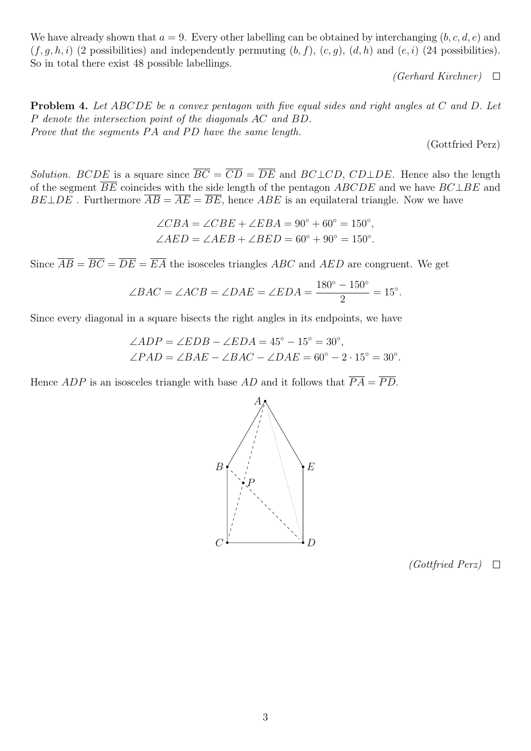We have already shown that $a = 9$. Every other labelling can be obtained by interchanging $(b, c, d, e)$ and $(f, g, h, i)$ (2 possibilities) and independently permuting $(b, f)$, $(c, g)$, $(d, h)$ and $(e, i)$ (24 possibilities). So in total there exist 48 possible labellings.

*(Gerhard Kirchner)* □

**Problem 4.** *Let $ABCDE$ be a convex pentagon with five equal sides and right angles at $C$ and $D$. Let $P$ denote the intersection point of the diagonals $AC$ and $BD$.*
*Prove that the segments $PA$ and $PD$ have the same length.*

(Gottfried Perz)

*Solution.* $BCDE$ is a square since $\overline{BC} = \overline{CD} = \overline{DE}$ and $BC \perp CD$, $CD \perp DE$. Hence also the length of the segment $\overline{BE}$ coincides with the side length of the pentagon $ABCDE$ and we have $BC \perp BE$ and $BE \perp DE$ . Furthermore $\overline{AB} = \overline{AE} = \overline{BE}$, hence $ABE$ is an equilateral triangle. Now we have

$$\angle CBA = \angle CBE + \angle EBA = 90^\circ + 60^\circ = 150^\circ,$$
$$\angle AED = \angle AEB + \angle BED = 60^\circ + 90^\circ = 150^\circ.$$

Since $\overline{AB} = \overline{BC} = \overline{DE} = \overline{EA}$ the isosceles triangles $ABC$ and $AED$ are congruent. We get

$$\angle BAC = \angle ACB = \angle DAE = \angle EDA = \frac{180^\circ - 150^\circ}{2} = 15^\circ.$$

Since every diagonal in a square bisects the right angles in its endpoints, we have

$$\angle ADP = \angle EDB - \angle EDA = 45^\circ - 15^\circ = 30^\circ,$$
$$\angle PAD = \angle BAE - \angle BAC - \angle DAE = 60^\circ - 2 \cdot 15^\circ = 30^\circ.$$

Hence $ADP$ is an isosceles triangle with base $AD$ and it follows that $\overline{PA} = \overline{PD}$.

A
B
E
P
C
D

*(Gottfried Perz)* □